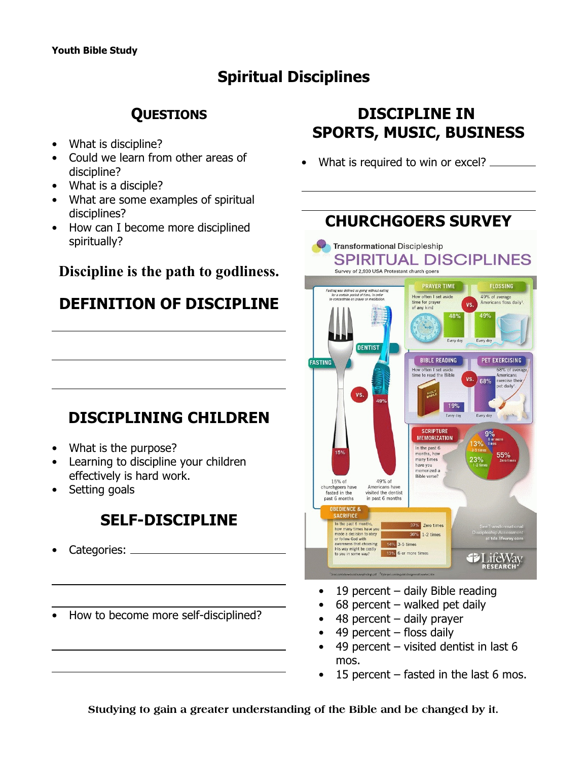**Youth Bible Study**

# Spiritual Disciplines

## Questions

- What is discipline?
- Could we learn from other areas of discipline?
- What is a disciple?
- What are some examples of spiritual disciplines?
- How can I become more disciplined spiritually?

**Discipline is the path to godliness.**

## DEFINITION OF DISCIPLINE

______________________________

______________________________

______________________________

## DISCIPLINING CHILDREN

- What is the purpose?
- Learning to discipline your children effectively is hard work.
- Setting goals

## SELF-DISCIPLINE

- Categories: ______________________________

______________________________

______________________________

- How to become more self-disciplined?

______________________________

______________________________

## DISCIPLINE IN SPORTS, MUSIC, BUSINESS

- What is required to win or excel? __________

______________________________

______________________________

## CHURCHGOERS SURVEY

Transformational Discipleship

SPIRITUAL DISCIPLINES

Survey of 2,930 USA Protestant church goers

Fasting was defined as going without eating for a certain period of time, in order to concentrate on prayer or meditation.

FASTING vs. DENTIST: 15% of churchgoers have fasted in the past 6 months; 49% of Americans have visited the dentist in past 6 months

PRAYER TIME vs. FLOSSING: How often I set aside time for prayer of any kind — 48% Every day; 49% of average Americans floss daily[1] — 49% Every day

BIBLE READING vs. PET EXERCISING: How often I set aside time to read the Bible — 19% Every day; 68% of average Americans exercise their pet daily[2] — 68% Every day

SCRIPTURE MEMORIZATION: In the past 6 months, how many times have you memorized a Bible verse? — 9% 6 or more times; 13% 3-5 times; 23% 1-2 times; 55% Zero times

OBEDIENCE & SACRIFICE: In the past 6 months, how many times have you made a decision to obey or follow God with awareness that choosing His way might be costly to you in some way? — 37% Zero times; 36% 1-2 times; 14% 3-5 times; 13% 6 or more times

See Transformational Discipleship Assessment at tda.lifeway.com

LifeWay RESEARCH

- 19 percent – daily Bible reading
- 68 percent – walked pet daily
- 48 percent – daily prayer
- 49 percent – floss daily
- 49 percent – visited dentist in last 6 mos.
- 15 percent – fasted in the last 6 mos.

**Studying to gain a greater understanding of the Bible and be changed by it.**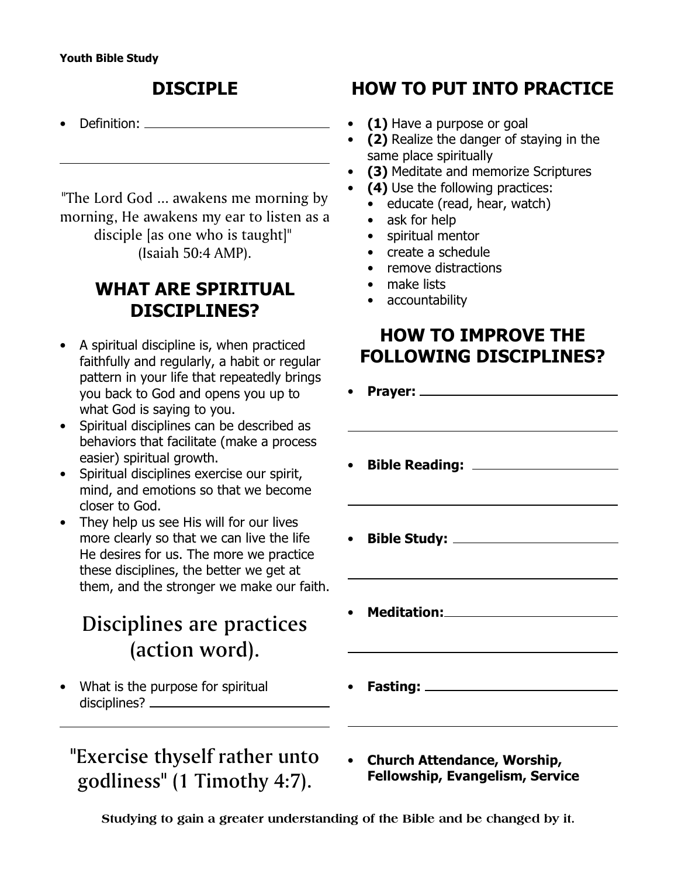## DISCIPLE

- Definition: ______________________________

______________________________

"The Lord God ... awakens me morning by morning, He awakens my ear to listen as a disciple [as one who is taught]" (Isaiah 50:4 AMP).

## WHAT ARE SPIRITUAL DISCIPLINES?

- A spiritual discipline is, when practiced faithfully and regularly, a habit or regular pattern in your life that repeatedly brings you back to God and opens you up to what God is saying to you.
- Spiritual disciplines can be described as behaviors that facilitate (make a process easier) spiritual growth.
- Spiritual disciplines exercise our spirit, mind, and emotions so that we become closer to God.
- They help us see His will for our lives more clearly so that we can live the life He desires for us. The more we practice these disciplines, the better we get at them, and the stronger we make our faith.

## Disciplines are practices (action word).

- What is the purpose for spiritual disciplines? ______________________________

______________________________

## "Exercise thyself rather unto godliness" (1 Timothy 4:7).

## HOW TO PUT INTO PRACTICE

- **(1)** Have a purpose or goal
- **(2)** Realize the danger of staying in the same place spiritually
- **(3)** Meditate and memorize Scriptures
- **(4)** Use the following practices:
  - educate (read, hear, watch)
  - ask for help
  - spiritual mentor
  - create a schedule
  - remove distractions
  - make lists
  - accountability

## HOW TO IMPROVE THE FOLLOWING DISCIPLINES?

- **Prayer:** ______________________________

______________________________

- **Bible Reading:** ______________________________

______________________________

- **Bible Study:** ______________________________

______________________________

- **Meditation:** ______________________________

______________________________

- **Fasting:** ______________________________

______________________________

- **Church Attendance, Worship, Fellowship, Evangelism, Service**